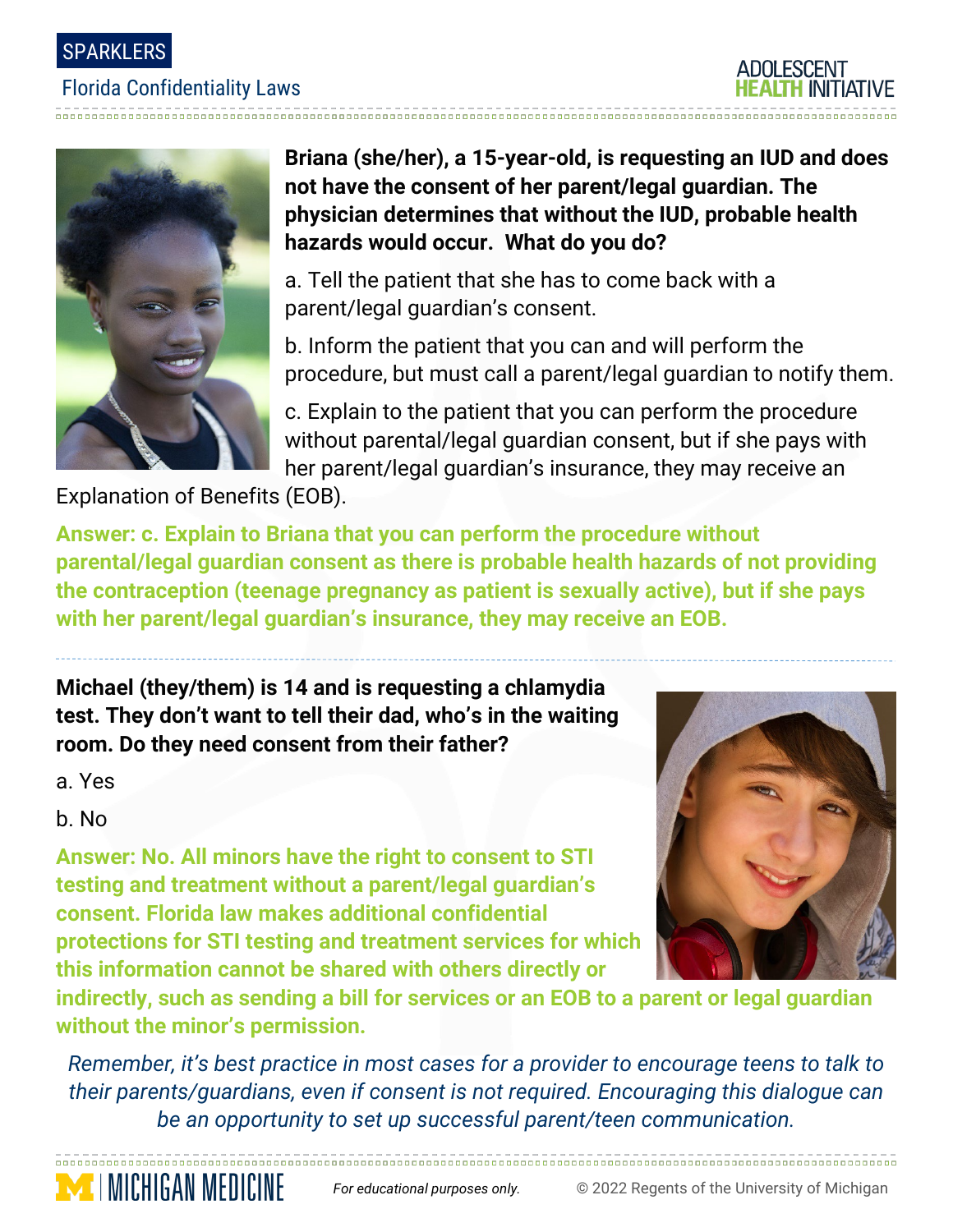SPARKLERS

## Florida Confidentiality Laws

**Briana (she/her), a 15-year-old, is requesting an IUD and does not have the consent of her parent/legal guardian. The physician determines that without the IUD, probable health hazards would occur. What do you do?**

a. Tell the patient that she has to come back with a parent/legal guardian's consent.

b. Inform the patient that you can and will perform the procedure, but must call a parent/legal guardian to notify them.

c. Explain to the patient that you can perform the procedure without parental/legal guardian consent, but if she pays with her parent/legal guardian's insurance, they may receive an Explanation of Benefits (EOB).

**Answer: c. Explain to Briana that you can perform the procedure without parental/legal guardian consent as there is probable health hazards of not providing the contraception (teenage pregnancy as patient is sexually active), but if she pays with her parent/legal guardian's insurance, they may receive an EOB.**

---

**Michael (they/them) is 14 and is requesting a chlamydia test. They don't want to tell their dad, who's in the waiting room. Do they need consent from their father?**

a. Yes

b. No

**Answer: No. All minors have the right to consent to STI testing and treatment without a parent/legal guardian's consent. Florida law makes additional confidential protections for STI testing and treatment services for which this information cannot be shared with others directly or indirectly, such as sending a bill for services or an EOB to a parent or legal guardian without the minor's permission.**

*Remember, it's best practice in most cases for a provider to encourage teens to talk to their parents/guardians, even if consent is not required. Encouraging this dialogue can be an opportunity to set up successful parent/teen communication.*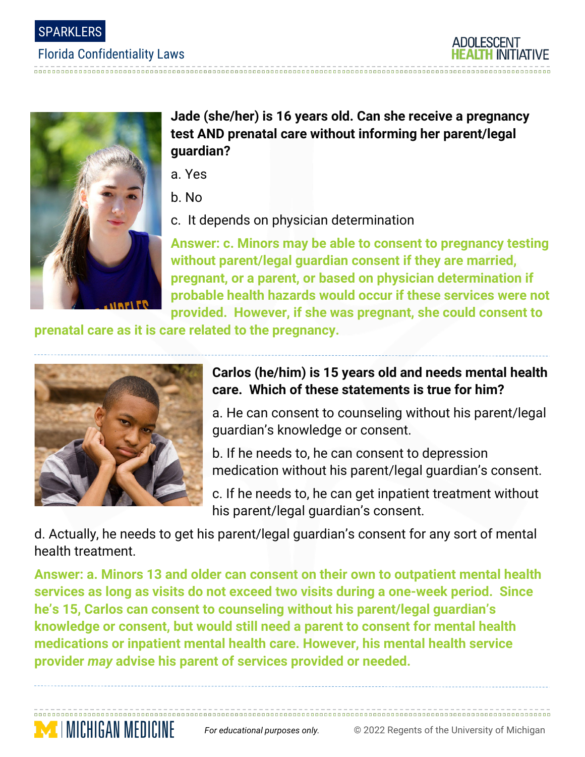**Jade (she/her) is 16 years old. Can she receive a pregnancy test AND prenatal care without informing her parent/legal guardian?**

a. Yes

b. No

c. It depends on physician determination

**Answer: c. Minors may be able to consent to pregnancy testing without parent/legal guardian consent if they are married, pregnant, or a parent, or based on physician determination if probable health hazards would occur if these services were not provided. However, if she was pregnant, she could consent to prenatal care as it is care related to the pregnancy.**

---

**Carlos (he/him) is 15 years old and needs mental health care. Which of these statements is true for him?**

a. He can consent to counseling without his parent/legal guardian's knowledge or consent.

b. If he needs to, he can consent to depression medication without his parent/legal guardian's consent.

c. If he needs to, he can get inpatient treatment without his parent/legal guardian's consent.

d. Actually, he needs to get his parent/legal guardian's consent for any sort of mental health treatment.

**Answer: a. Minors 13 and older can consent on their own to outpatient mental health services as long as visits do not exceed two visits during a one-week period. Since he's 15, Carlos can consent to counseling without his parent/legal guardian's knowledge or consent, but would still need a parent to consent for mental health medications or inpatient mental health care. However, his mental health service provider *may* advise his parent of services provided or needed.**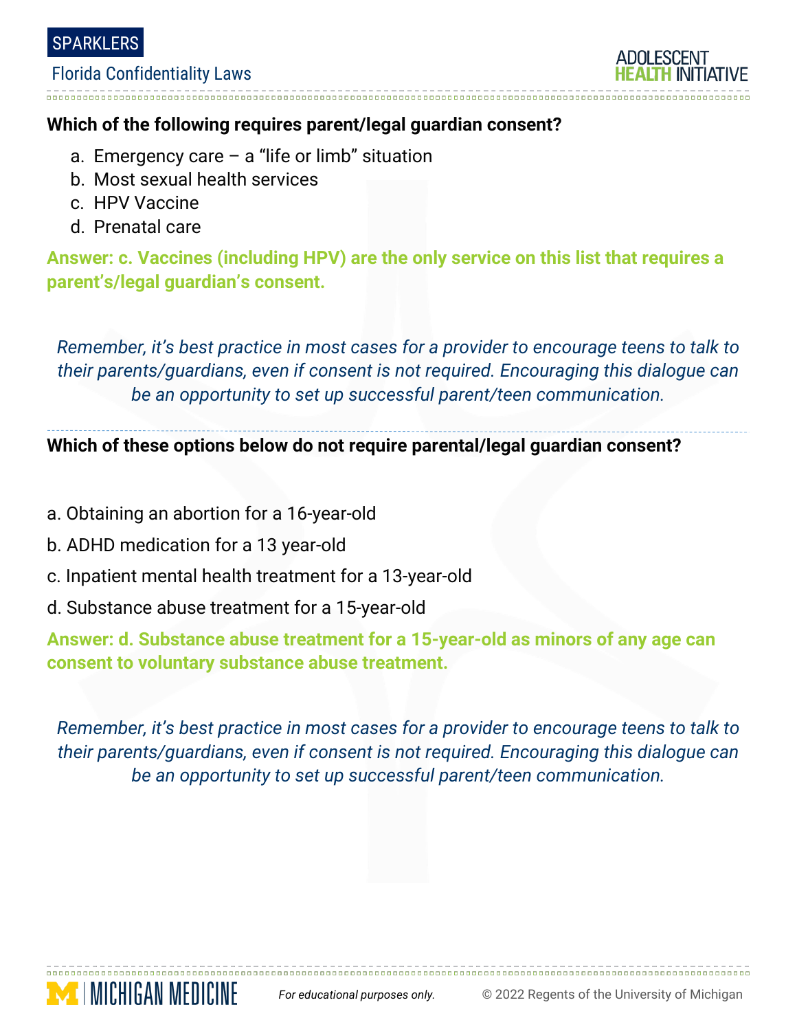**Which of the following requires parent/legal guardian consent?**

a. Emergency care – a “life or limb” situation
b. Most sexual health services
c. HPV Vaccine
d. Prenatal care

**Answer: c. Vaccines (including HPV) are the only service on this list that requires a parent’s/legal guardian’s consent.**

*Remember, it’s best practice in most cases for a provider to encourage teens to talk to their parents/guardians, even if consent is not required. Encouraging this dialogue can be an opportunity to set up successful parent/teen communication.*

**Which of these options below do not require parental/legal guardian consent?**

a. Obtaining an abortion for a 16-year-old

b. ADHD medication for a 13 year-old

c. Inpatient mental health treatment for a 13-year-old

d. Substance abuse treatment for a 15-year-old

**Answer: d. Substance abuse treatment for a 15-year-old as minors of any age can consent to voluntary substance abuse treatment.**

*Remember, it’s best practice in most cases for a provider to encourage teens to talk to their parents/guardians, even if consent is not required. Encouraging this dialogue can be an opportunity to set up successful parent/teen communication.*